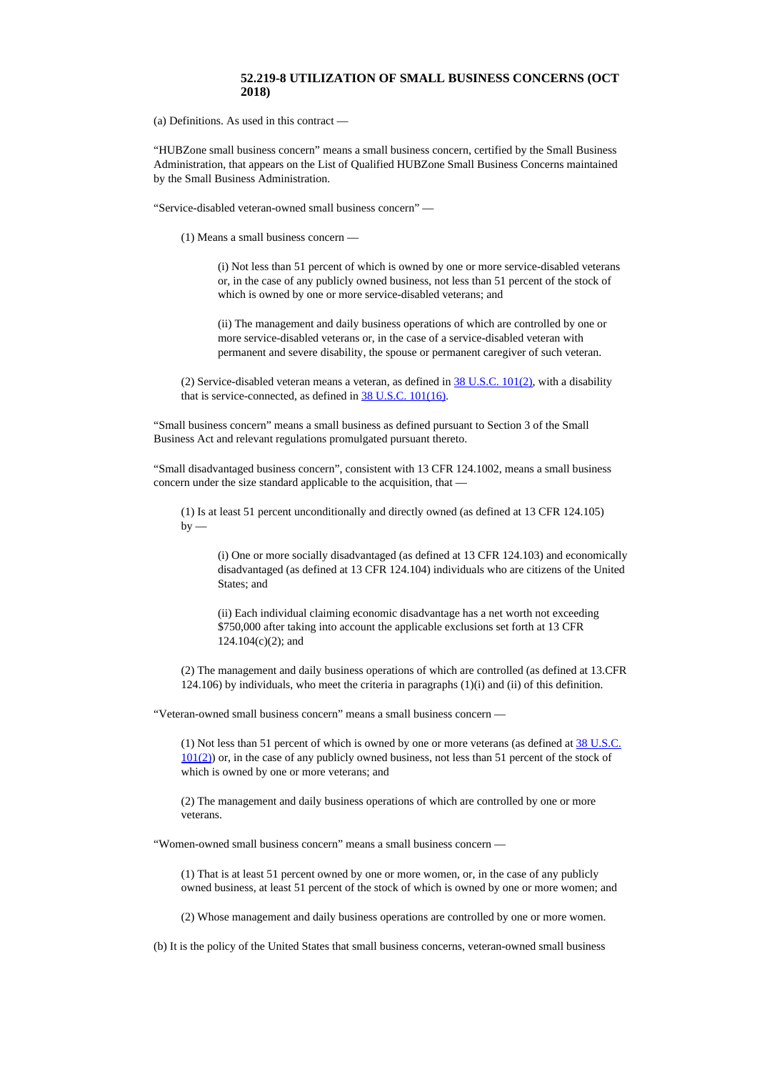## 52.219-8 UTILIZATION OF SMALL BUSINESS CONCERNS (OCT 2018)

(a) Definitions. As used in this contract —

"HUBZone small business concern" means a small business concern, certified by the Small Business Administration, that appears on the List of Qualified HUBZone Small Business Concerns maintained by the Small Business Administration.

"Service-disabled veteran-owned small business concern" —

(1) Means a small business concern —

(i) Not less than 51 percent of which is owned by one or more service-disabled veterans or, in the case of any publicly owned business, not less than 51 percent of the stock of which is owned by one or more service-disabled veterans; and

(ii) The management and daily business operations of which are controlled by one or more service-disabled veterans or, in the case of a service-disabled veteran with permanent and severe disability, the spouse or permanent caregiver of such veteran.

(2) Service-disabled veteran means a veteran, as defined in 38 U.S.C. 101(2), with a disability that is service-connected, as defined in 38 U.S.C. 101(16).

"Small business concern" means a small business as defined pursuant to Section 3 of the Small Business Act and relevant regulations promulgated pursuant thereto.

"Small disadvantaged business concern", consistent with 13 CFR 124.1002, means a small business concern under the size standard applicable to the acquisition, that —

(1) Is at least 51 percent unconditionally and directly owned (as defined at 13 CFR 124.105) by —

(i) One or more socially disadvantaged (as defined at 13 CFR 124.103) and economically disadvantaged (as defined at 13 CFR 124.104) individuals who are citizens of the United States; and

(ii) Each individual claiming economic disadvantage has a net worth not exceeding $750,000 after taking into account the applicable exclusions set forth at 13 CFR 124.104(c)(2); and

(2) The management and daily business operations of which are controlled (as defined at 13.CFR 124.106) by individuals, who meet the criteria in paragraphs (1)(i) and (ii) of this definition.

"Veteran-owned small business concern" means a small business concern —

(1) Not less than 51 percent of which is owned by one or more veterans (as defined at 38 U.S.C. 101(2)) or, in the case of any publicly owned business, not less than 51 percent of the stock of which is owned by one or more veterans; and

(2) The management and daily business operations of which are controlled by one or more veterans.

"Women-owned small business concern" means a small business concern —

(1) That is at least 51 percent owned by one or more women, or, in the case of any publicly owned business, at least 51 percent of the stock of which is owned by one or more women; and

(2) Whose management and daily business operations are controlled by one or more women.

(b) It is the policy of the United States that small business concerns, veteran-owned small business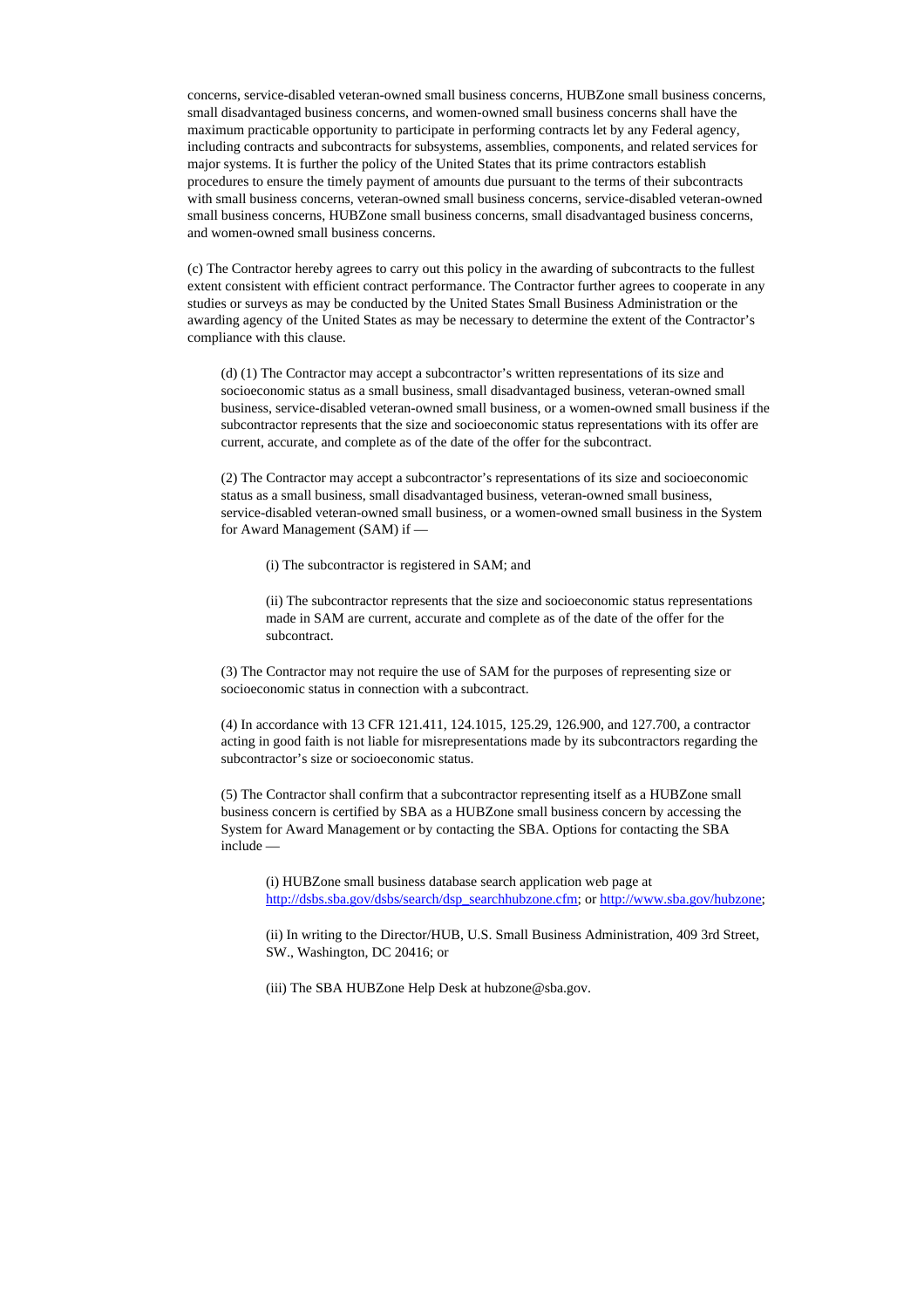concerns, service-disabled veteran-owned small business concerns, HUBZone small business concerns, small disadvantaged business concerns, and women-owned small business concerns shall have the maximum practicable opportunity to participate in performing contracts let by any Federal agency, including contracts and subcontracts for subsystems, assemblies, components, and related services for major systems. It is further the policy of the United States that its prime contractors establish procedures to ensure the timely payment of amounts due pursuant to the terms of their subcontracts with small business concerns, veteran-owned small business concerns, service-disabled veteran-owned small business concerns, HUBZone small business concerns, small disadvantaged business concerns, and women-owned small business concerns.

(c) The Contractor hereby agrees to carry out this policy in the awarding of subcontracts to the fullest extent consistent with efficient contract performance. The Contractor further agrees to cooperate in any studies or surveys as may be conducted by the United States Small Business Administration or the awarding agency of the United States as may be necessary to determine the extent of the Contractor's compliance with this clause.

(d) (1) The Contractor may accept a subcontractor's written representations of its size and socioeconomic status as a small business, small disadvantaged business, veteran-owned small business, service-disabled veteran-owned small business, or a women-owned small business if the subcontractor represents that the size and socioeconomic status representations with its offer are current, accurate, and complete as of the date of the offer for the subcontract.

(2) The Contractor may accept a subcontractor's representations of its size and socioeconomic status as a small business, small disadvantaged business, veteran-owned small business, service-disabled veteran-owned small business, or a women-owned small business in the System for Award Management (SAM) if —

(i) The subcontractor is registered in SAM; and

(ii) The subcontractor represents that the size and socioeconomic status representations made in SAM are current, accurate and complete as of the date of the offer for the subcontract.

(3) The Contractor may not require the use of SAM for the purposes of representing size or socioeconomic status in connection with a subcontract.

(4) In accordance with 13 CFR 121.411, 124.1015, 125.29, 126.900, and 127.700, a contractor acting in good faith is not liable for misrepresentations made by its subcontractors regarding the subcontractor's size or socioeconomic status.

(5) The Contractor shall confirm that a subcontractor representing itself as a HUBZone small business concern is certified by SBA as a HUBZone small business concern by accessing the System for Award Management or by contacting the SBA. Options for contacting the SBA include —

(i) HUBZone small business database search application web page at http://dsbs.sba.gov/dsbs/search/dsp_searchhubzone.cfm; or http://www.sba.gov/hubzone;

(ii) In writing to the Director/HUB, U.S. Small Business Administration, 409 3rd Street, SW., Washington, DC 20416; or

(iii) The SBA HUBZone Help Desk at hubzone@sba.gov.